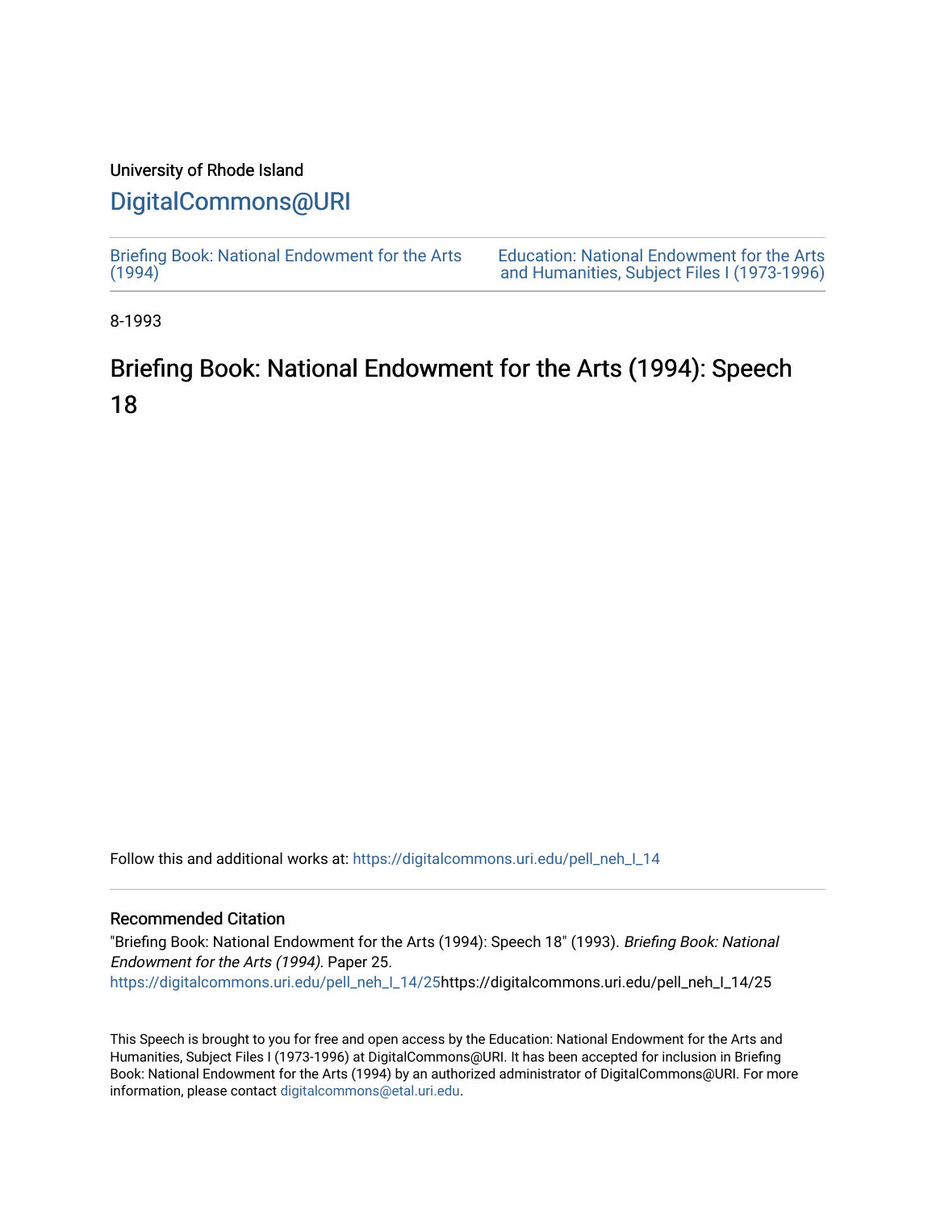University of Rhode Island

DigitalCommons@URI

Briefing Book: National Endowment for the Arts (1994)

Education: National Endowment for the Arts and Humanities, Subject Files I (1973-1996)

8-1993

# Briefing Book: National Endowment for the Arts (1994): Speech 18

Follow this and additional works at: https://digitalcommons.uri.edu/pell_neh_I_14

## Recommended Citation

"Briefing Book: National Endowment for the Arts (1994): Speech 18" (1993). *Briefing Book: National Endowment for the Arts (1994).* Paper 25.
https://digitalcommons.uri.edu/pell_neh_I_14/25https://digitalcommons.uri.edu/pell_neh_I_14/25

This Speech is brought to you for free and open access by the Education: National Endowment for the Arts and Humanities, Subject Files I (1973-1996) at DigitalCommons@URI. It has been accepted for inclusion in Briefing Book: National Endowment for the Arts (1994) by an authorized administrator of DigitalCommons@URI. For more information, please contact digitalcommons@etal.uri.edu.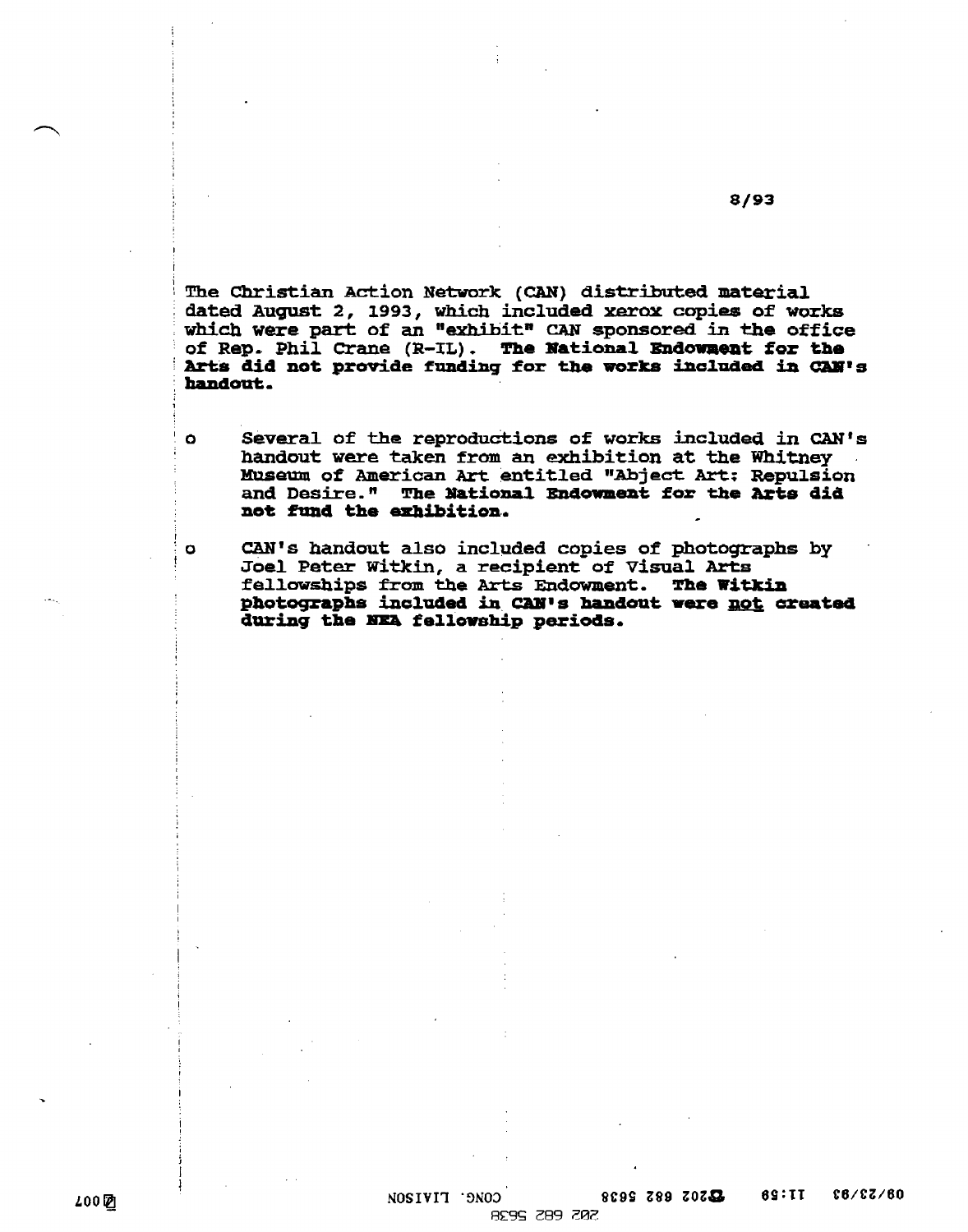8/93

The Christian Action Network (CAN) distributed material dated August 2, 1993, which included xerox copies of works which were part of an "exhibit" CAN sponsored in the office of Rep. Phil Crane (R-IL). **The National Endowment for the Arts did not provide funding for the works included in CAN's handout.**

- Several of the reproductions of works included in CAN's handout were taken from an exhibition at the Whitney Museum of American Art entitled "Abject Art: Repulsion and Desire." **The National Endowment for the Arts did not fund the exhibition.**

- CAN's handout also included copies of photographs by Joel Peter Witkin, a recipient of Visual Arts fellowships from the Arts Endowment. **The Witkin photographs included in CAN's handout were not created during the NEA fellowship periods.**